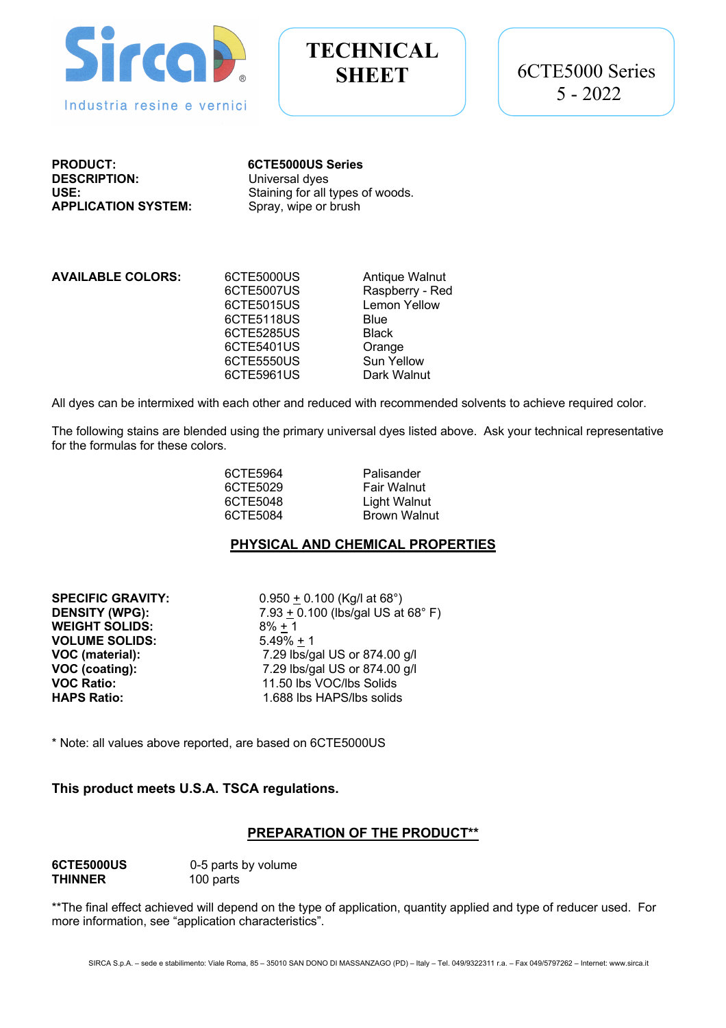Sirca
Industria resine e vernici

# TECHNICAL SHEET

6CTE5000 Series
5 - 2022

| | |
|---|---|
| **PRODUCT:** | **6CTE5000US Series** |
| **DESCRIPTION:** | Universal dyes |
| **USE:** | Staining for all types of woods. |
| **APPLICATION SYSTEM:** | Spray, wipe or brush |

**AVAILABLE COLORS:**

| Code | Color |
|---|---|
| 6CTE5000US | Antique Walnut |
| 6CTE5007US | Raspberry - Red |
| 6CTE5015US | Lemon Yellow |
| 6CTE5118US | Blue |
| 6CTE5285US | Black |
| 6CTE5401US | Orange |
| 6CTE5550US | Sun Yellow |
| 6CTE5961US | Dark Walnut |

All dyes can be intermixed with each other and reduced with recommended solvents to achieve required color.

The following stains are blended using the primary universal dyes listed above. Ask your technical representative for the formulas for these colors.

| Code | Color |
|---|---|
| 6CTE5964 | Palisander |
| 6CTE5029 | Fair Walnut |
| 6CTE5048 | Light Walnut |
| 6CTE5084 | Brown Walnut |

## PHYSICAL AND CHEMICAL PROPERTIES

| | |
|---|---|
| **SPECIFIC GRAVITY:** | 0.950 ± 0.100 (Kg/l at 68°) |
| **DENSITY (WPG):** | 7.93 ± 0.100 (lbs/gal US at 68° F) |
| **WEIGHT SOLIDS:** | 8% ± 1 |
| **VOLUME SOLIDS:** | 5.49% ± 1 |
| **VOC (material):** | 7.29 lbs/gal US or 874.00 g/l |
| **VOC (coating):** | 7.29 lbs/gal US or 874.00 g/l |
| **VOC Ratio:** | 11.50 lbs VOC/lbs Solids |
| **HAPS Ratio:** | 1.688 lbs HAPS/lbs solids |

* Note: all values above reported, are based on 6CTE5000US

**This product meets U.S.A. TSCA regulations.**

## PREPARATION OF THE PRODUCT**

| | |
|---|---|
| **6CTE5000US** | 0-5 parts by volume |
| **THINNER** | 100 parts |

**The final effect achieved will depend on the type of application, quantity applied and type of reducer used. For more information, see "application characteristics".

SIRCA S.p.A. – sede e stabilimento: Viale Roma, 85 – 35010 SAN DONO DI MASSANZAGO (PD) – Italy – Tel. 049/9322311 r.a. – Fax 049/5797262 – Internet: www.sirca.it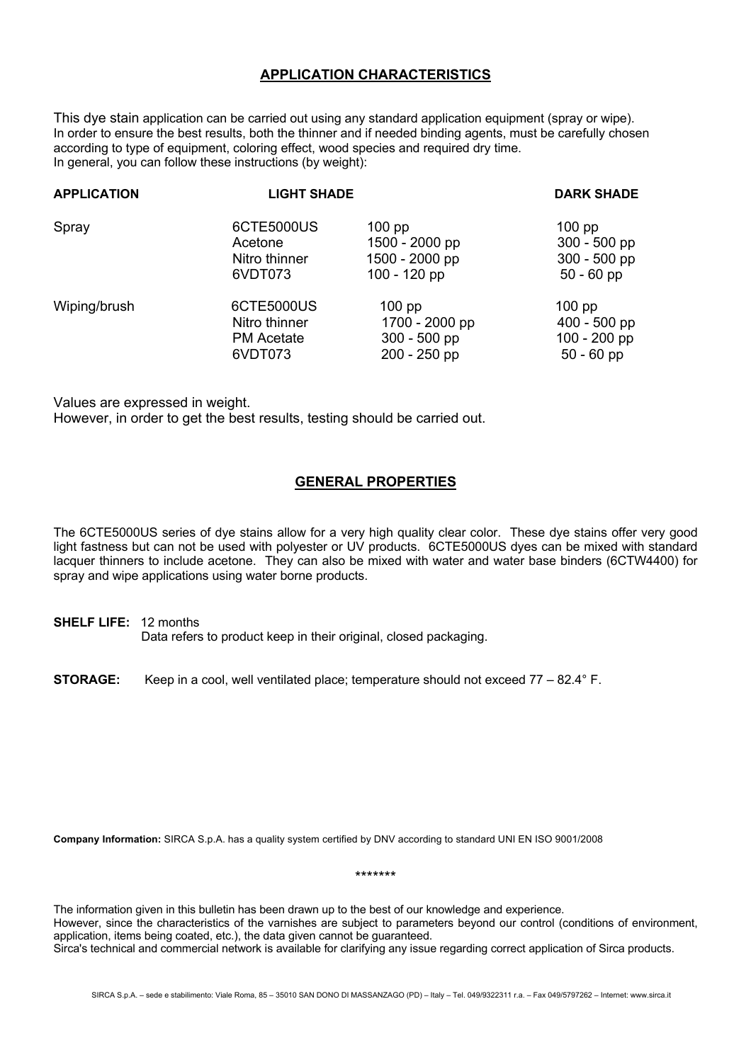## APPLICATION CHARACTERISTICS

This dye stain application can be carried out using any standard application equipment (spray or wipe). In order to ensure the best results, both the thinner and if needed binding agents, must be carefully chosen according to type of equipment, coloring effect, wood species and required dry time. In general, you can follow these instructions (by weight):

| APPLICATION | LIGHT SHADE | | DARK SHADE |
|---|---|---|---|
| Spray | 6CTE5000US | 100 pp | 100 pp |
| | Acetone | 1500 - 2000 pp | 300 - 500 pp |
| | Nitro thinner | 1500 - 2000 pp | 300 - 500 pp |
| | 6VDT073 | 100 - 120 pp | 50 - 60 pp |
| Wiping/brush | 6CTE5000US | 100 pp | 100 pp |
| | Nitro thinner | 1700 - 2000 pp | 400 - 500 pp |
| | PM Acetate | 300 - 500 pp | 100 - 200 pp |
| | 6VDT073 | 200 - 250 pp | 50 - 60 pp |

Values are expressed in weight.
However, in order to get the best results, testing should be carried out.

## GENERAL PROPERTIES

The 6CTE5000US series of dye stains allow for a very high quality clear color. These dye stains offer very good light fastness but can not be used with polyester or UV products. 6CTE5000US dyes can be mixed with standard lacquer thinners to include acetone. They can also be mixed with water and water base binders (6CTW4400) for spray and wipe applications using water borne products.

**SHELF LIFE:** 12 months
Data refers to product keep in their original, closed packaging.

**STORAGE:** Keep in a cool, well ventilated place; temperature should not exceed 77 – 82.4° F.

**Company Information:** SIRCA S.p.A. has a quality system certified by DNV according to standard UNI EN ISO 9001/2008

*******

The information given in this bulletin has been drawn up to the best of our knowledge and experience.
However, since the characteristics of the varnishes are subject to parameters beyond our control (conditions of environment, application, items being coated, etc.), the data given cannot be guaranteed.
Sirca's technical and commercial network is available for clarifying any issue regarding correct application of Sirca products.

SIRCA S.p.A. – sede e stabilimento: Viale Roma, 85 – 35010 SAN DONO DI MASSANZAGO (PD) – Italy – Tel. 049/9322311 r.a. – Fax 049/5797262 – Internet: www.sirca.it